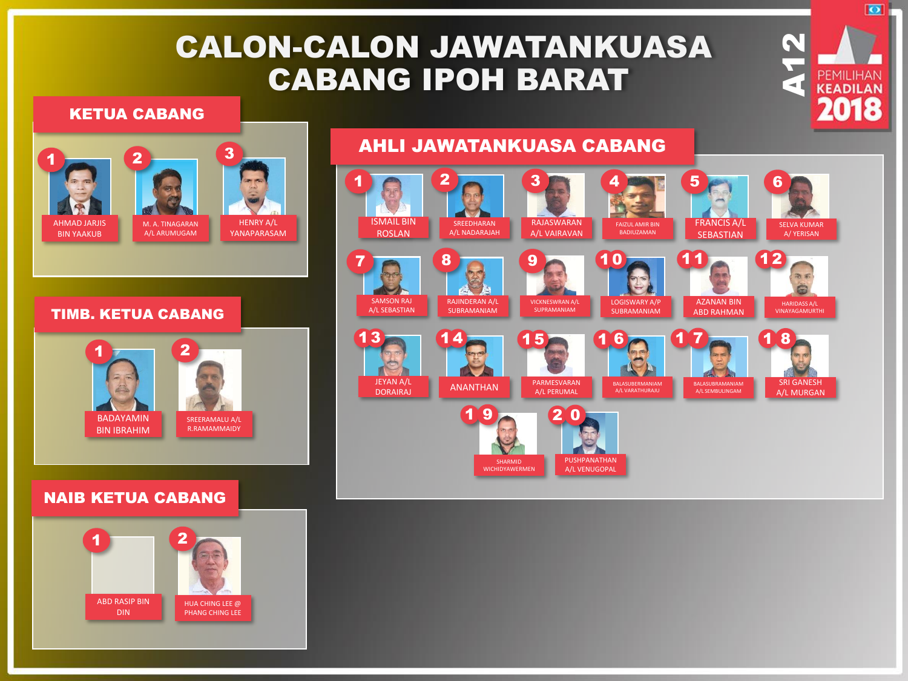# CALON-CALON JAWATANKUASA CABANG IPOH BARAT

A12 PEMILIHAN KEADILAN 2018

## KETUA CABANG

1. AHMAD JARJIS BIN YAAKUB
2. M. A. TINAGARAN A/L ARUMUGAM
3. HENRY A/L YANAPARASAM

## TIMB. KETUA CABANG

1. BADAYAMIN BIN IBRAHIM
2. SREERAMALU A/L R.RAMAMMAIDY

## NAIB KETUA CABANG

1. ABD RASIP BIN DIN
2. HUA CHING LEE @ PHANG CHING LEE

## AHLI JAWATANKUASA CABANG

1. ISMAIL BIN ROSLAN
2. SREEDHARAN A/L NADARAJAH
3. RAJASWARAN A/L VAIRAVAN
4. FAIZUL AMIR BIN BADIUZAMAN
5. FRANCIS A/L SEBASTIAN
6. SELVA KUMAR A/ YERISAN
7. SAMSON RAJ A/L SEBASTIAN
8. RAJINDERAN A/L SUBRAMANIAM
9. VICKNESWRAN A/L SUPRAMANIAM
10. LOGISWARY A/P SUBRAMANIAM
11. AZANAN BIN ABD RAHMAN
12. HARIDASS A/L VINAYAGAMURTHI
13. JEYAN A/L DORAIRAJ
14. ANANTHAN
15. PARMESVARAN A/L PERUMAL
16. BALASUBERMANIAM A/L VARATHURAJU
17. BALASUBRAMANIAM A/L SEMBULINGAM
18. SRI GANESH A/L MURGAN
19. SHARMID WICHIDYAWERMEN
20. PUSHPANATHAN A/L VENUGOPAL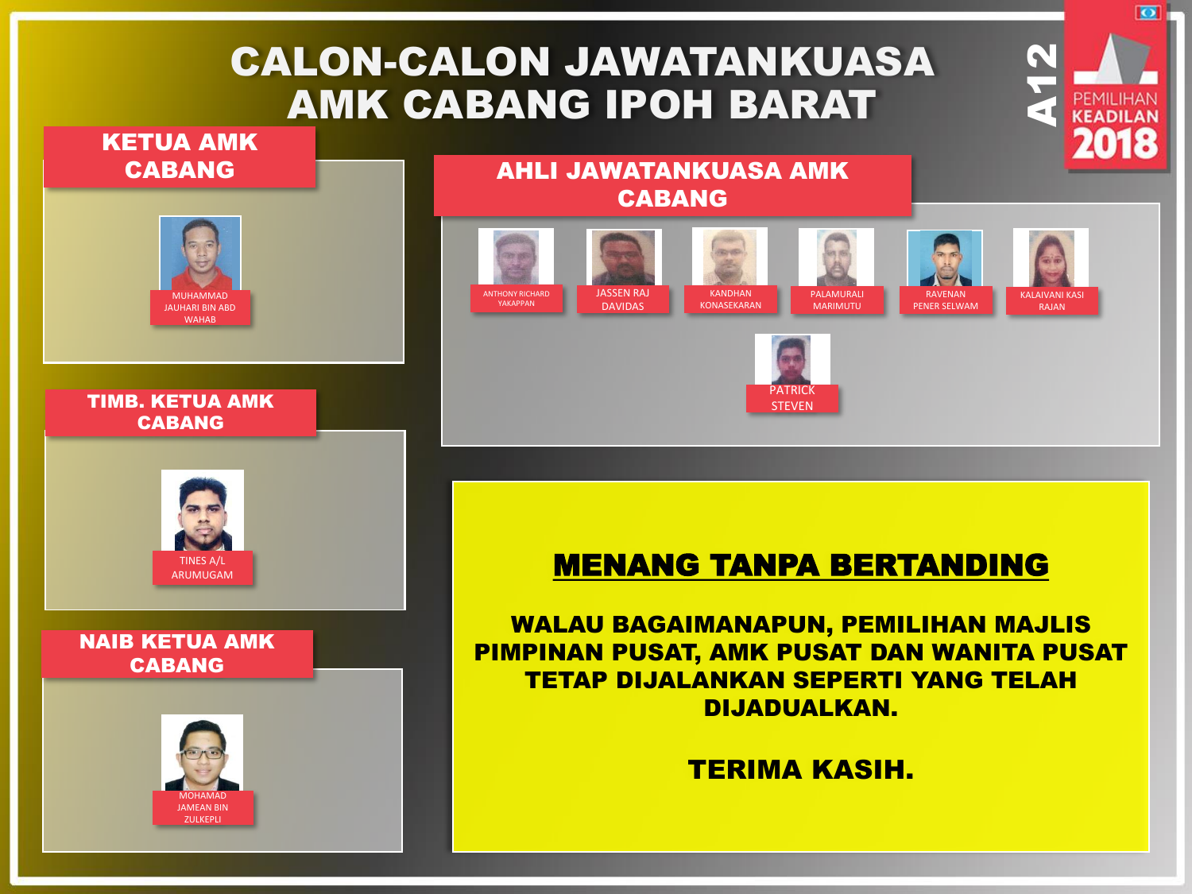# CALON-CALON JAWATANKUASA AMK CABANG IPOH BARAT

A12

PEMILIHAN KEADILAN 2018

## KETUA AMK CABANG

MUHAMMAD JAUHARI BIN ABD WAHAB

## TIMB. KETUA AMK CABANG

TINES A/L ARUMUGAM

## NAIB KETUA AMK CABANG

MOHAMAD JAMEAN BIN ZULKEPLI

## AHLI JAWATANKUASA AMK CABANG

- ANTHONY RICHARD YAKAPPAN
- JASSEN RAJ DAVIDAS
- KANDHAN KONASEKARAN
- PALAMURALI MARIMUTU
- RAVENAN PENER SELWAM
- KALAIVANI KASI RAJAN
- PATRICK STEVEN

## MENANG TANPA BERTANDING

**WALAU BAGAIMANAPUN, PEMILIHAN MAJLIS PIMPINAN PUSAT, AMK PUSAT DAN WANITA PUSAT TETAP DIJALANKAN SEPERTI YANG TELAH DIJADUALKAN.**

**TERIMA KASIH.**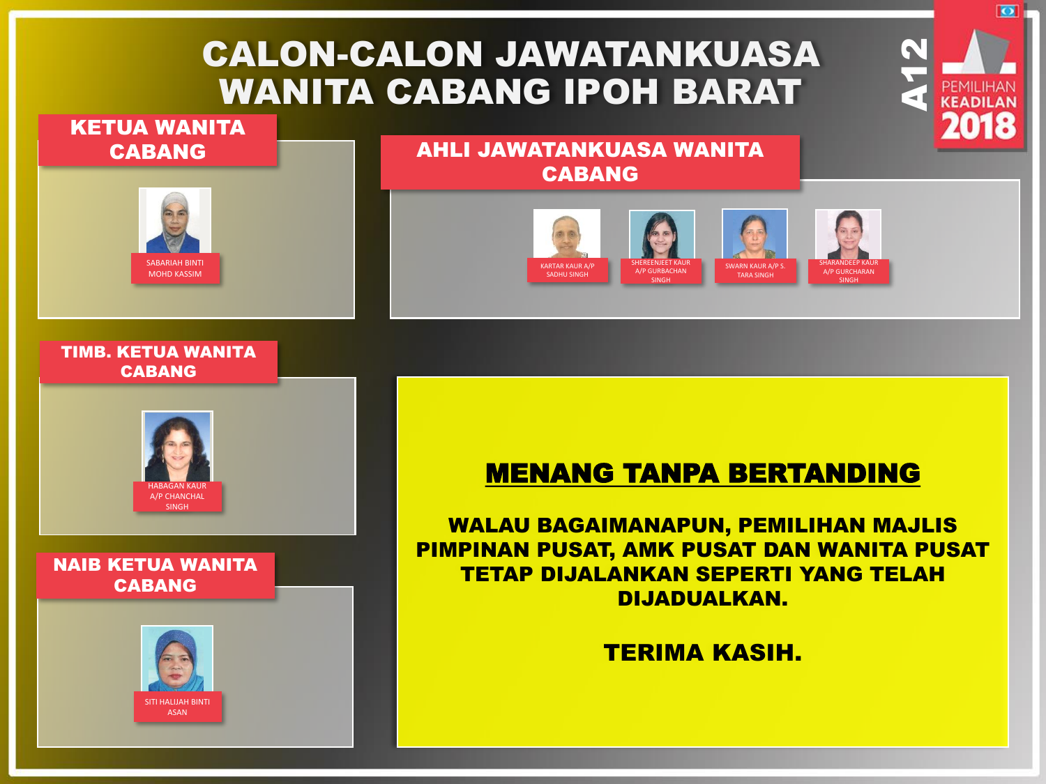# CALON-CALON JAWATANKUASA WANITA CABANG IPOH BARAT

A12

PEMILIHAN KEADILAN 2018

## KETUA WANITA CABANG

SABARIAH BINTI MOHD KASSIM

## AHLI JAWATANKUASA WANITA CABANG

KARTAR KAUR A/P SADHU SINGH

SHEREENJEET KAUR A/P GURBACHAN SINGH

SWARN KAUR A/P S. TARA SINGH

SHARANDEEP KAUR A/P GURCHARAN SINGH

## TIMB. KETUA WANITA CABANG

HABAGAN KAUR A/P CHANCHAL SINGH

## NAIB KETUA WANITA CABANG

SITI HALIJAH BINTI ASAN

**MENANG TANPA BERTANDING**

**WALAU BAGAIMANAPUN, PEMILIHAN MAJLIS PIMPINAN PUSAT, AMK PUSAT DAN WANITA PUSAT TETAP DIJALANKAN SEPERTI YANG TELAH DIJADUALKAN.**

**TERIMA KASIH.**